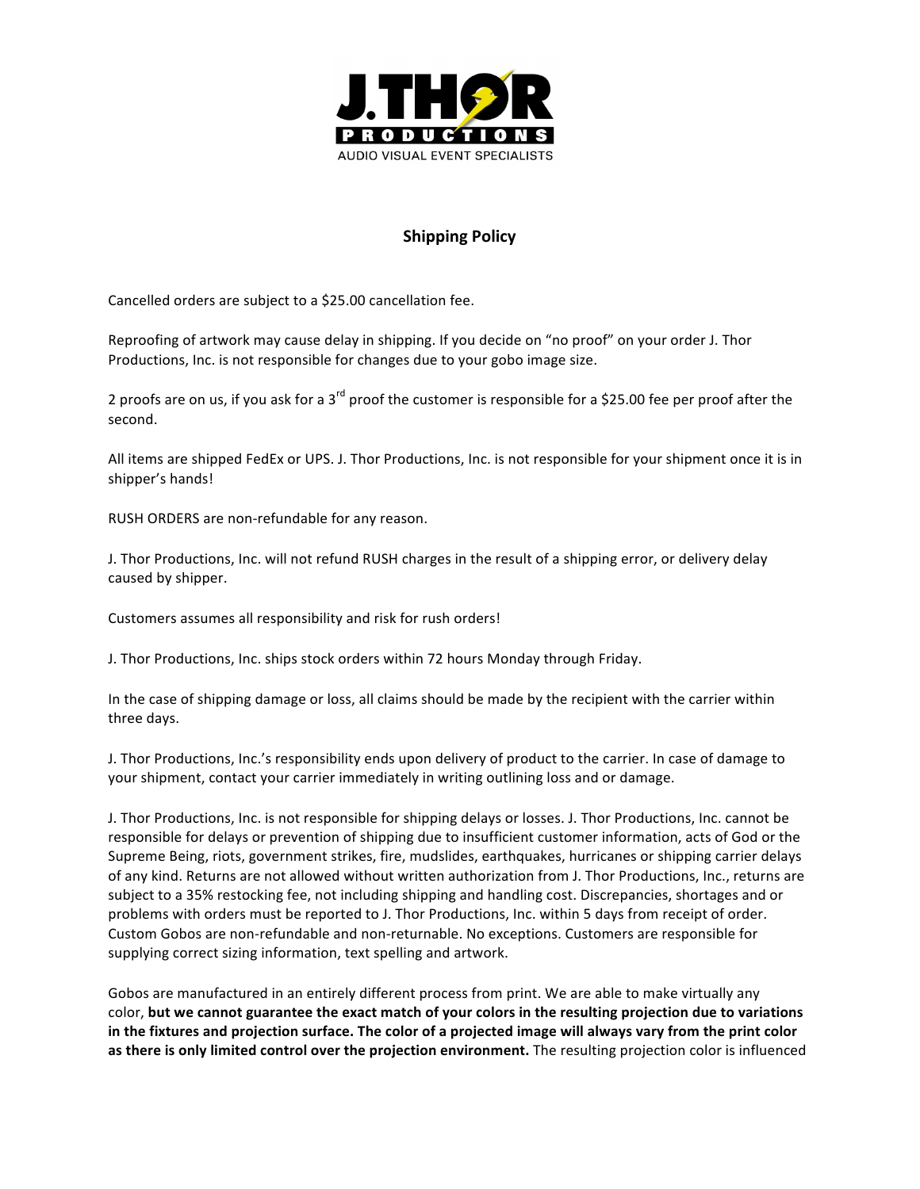**J.THOR PRODUCTIONS**
AUDIO VISUAL EVENT SPECIALISTS

## Shipping Policy

Cancelled orders are subject to a $25.00 cancellation fee.

Reproofing of artwork may cause delay in shipping. If you decide on "no proof" on your order J. Thor Productions, Inc. is not responsible for changes due to your gobo image size.

2 proofs are on us, if you ask for a 3rd proof the customer is responsible for a $25.00 fee per proof after the second.

All items are shipped FedEx or UPS. J. Thor Productions, Inc. is not responsible for your shipment once it is in shipper's hands!

RUSH ORDERS are non-refundable for any reason.

J. Thor Productions, Inc. will not refund RUSH charges in the result of a shipping error, or delivery delay caused by shipper.

Customers assumes all responsibility and risk for rush orders!

J. Thor Productions, Inc. ships stock orders within 72 hours Monday through Friday.

In the case of shipping damage or loss, all claims should be made by the recipient with the carrier within three days.

J. Thor Productions, Inc.'s responsibility ends upon delivery of product to the carrier. In case of damage to your shipment, contact your carrier immediately in writing outlining loss and or damage.

J. Thor Productions, Inc. is not responsible for shipping delays or losses. J. Thor Productions, Inc. cannot be responsible for delays or prevention of shipping due to insufficient customer information, acts of God or the Supreme Being, riots, government strikes, fire, mudslides, earthquakes, hurricanes or shipping carrier delays of any kind. Returns are not allowed without written authorization from J. Thor Productions, Inc., returns are subject to a 35% restocking fee, not including shipping and handling cost. Discrepancies, shortages and or problems with orders must be reported to J. Thor Productions, Inc. within 5 days from receipt of order. Custom Gobos are non-refundable and non-returnable. No exceptions. Customers are responsible for supplying correct sizing information, text spelling and artwork.

Gobos are manufactured in an entirely different process from print. We are able to make virtually any color, **but we cannot guarantee the exact match of your colors in the resulting projection due to variations in the fixtures and projection surface. The color of a projected image will always vary from the print color as there is only limited control over the projection environment.** The resulting projection color is influenced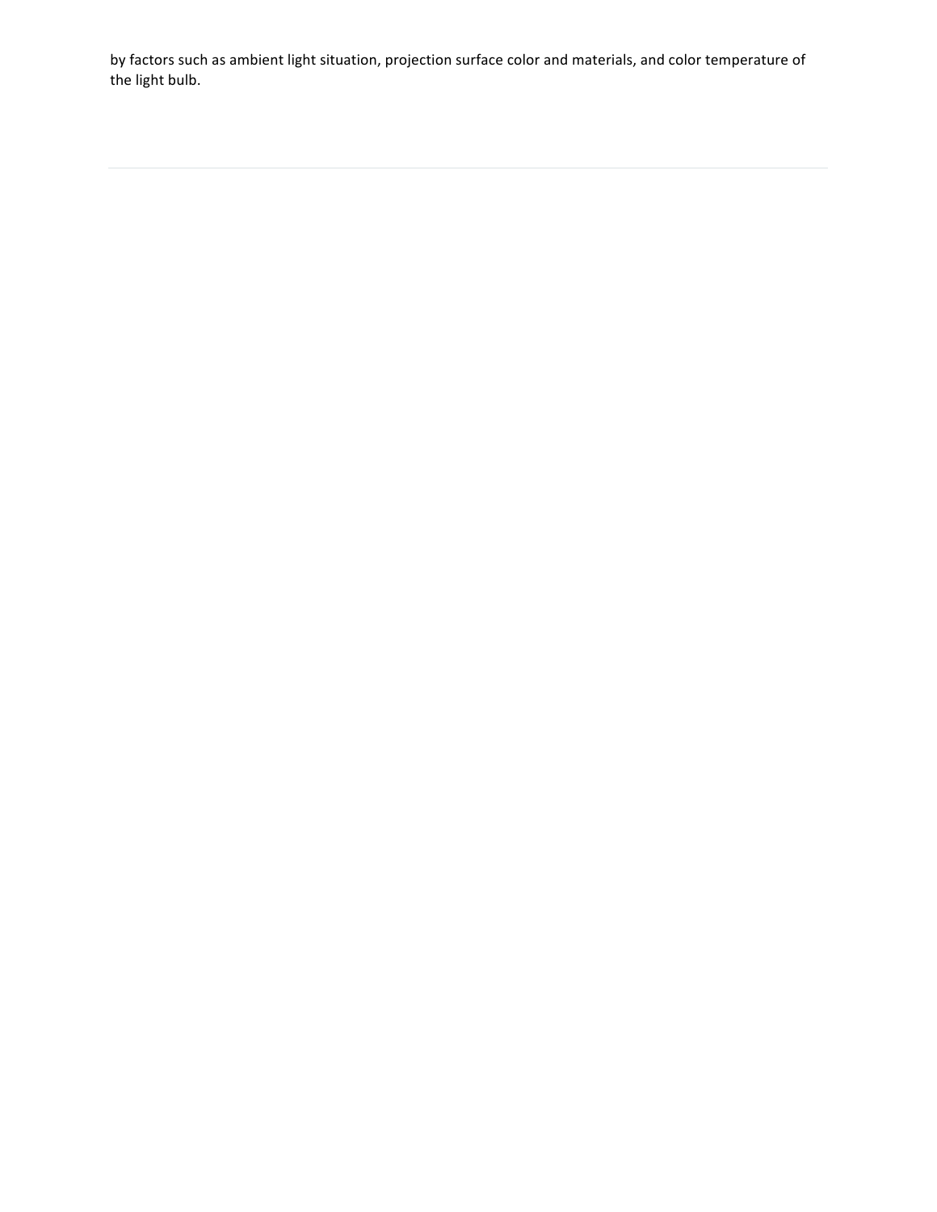by factors such as ambient light situation, projection surface color and materials, and color temperature of the light bulb.

---